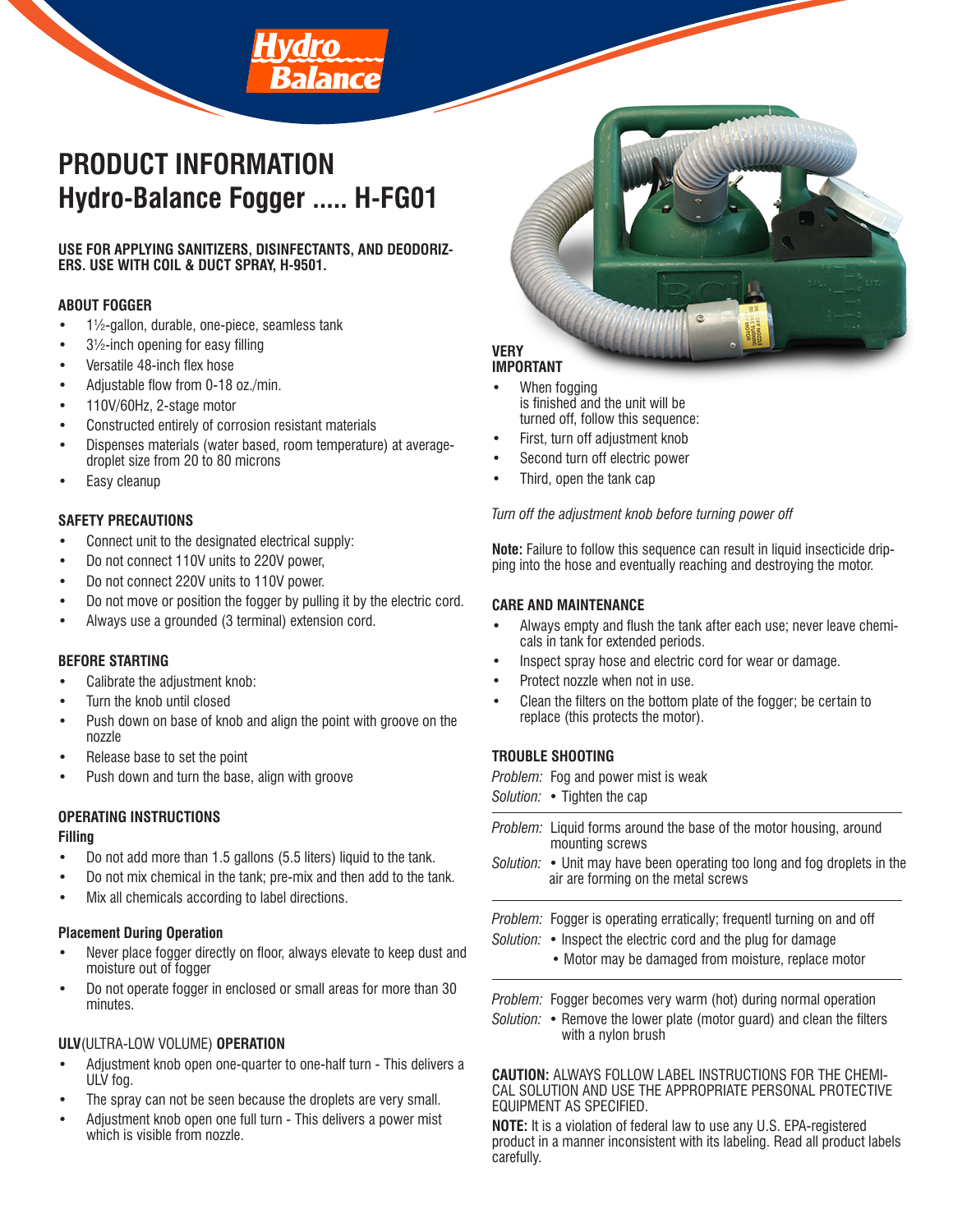# PRODUCT INFORMATION
# Hydro-Balance Fogger ..... H-FG01

**USE FOR APPLYING SANITIZERS, DISINFECTANTS, AND DEODORIZERS. USE WITH COIL & DUCT SPRAY, H-9501.**

## ABOUT FOGGER

- 1½-gallon, durable, one-piece, seamless tank
- 3½-inch opening for easy filling
- Versatile 48-inch flex hose
- Adjustable flow from 0-18 oz./min.
- 110V/60Hz, 2-stage motor
- Constructed entirely of corrosion resistant materials
- Dispenses materials (water based, room temperature) at average-droplet size from 20 to 80 microns
- Easy cleanup

## SAFETY PRECAUTIONS

- Connect unit to the designated electrical supply:
- Do not connect 110V units to 220V power,
- Do not connect 220V units to 110V power.
- Do not move or position the fogger by pulling it by the electric cord.
- Always use a grounded (3 terminal) extension cord.

## BEFORE STARTING

- Calibrate the adjustment knob:
- Turn the knob until closed
- Push down on base of knob and align the point with groove on the nozzle
- Release base to set the point
- Push down and turn the base, align with groove

## OPERATING INSTRUCTIONS

### Filling

- Do not add more than 1.5 gallons (5.5 liters) liquid to the tank.
- Do not mix chemical in the tank; pre-mix and then add to the tank.
- Mix all chemicals according to label directions.

### Placement During Operation

- Never place fogger directly on floor, always elevate to keep dust and moisture out of fogger
- Do not operate fogger in enclosed or small areas for more than 30 minutes.

### ULV(ULTRA-LOW VOLUME) OPERATION

- Adjustment knob open one-quarter to one-half turn - This delivers a ULV fog.
- The spray can not be seen because the droplets are very small.
- Adjustment knob open one full turn - This delivers a power mist which is visible from nozzle.

## VERY IMPORTANT

- When fogging is finished and the unit will be turned off, follow this sequence:
- First, turn off adjustment knob
- Second turn off electric power
- Third, open the tank cap

*Turn off the adjustment knob before turning power off*

**Note:** Failure to follow this sequence can result in liquid insecticide dripping into the hose and eventually reaching and destroying the motor.

## CARE AND MAINTENANCE

- Always empty and flush the tank after each use; never leave chemicals in tank for extended periods.
- Inspect spray hose and electric cord for wear or damage.
- Protect nozzle when not in use.
- Clean the filters on the bottom plate of the fogger; be certain to replace (this protects the motor).

## TROUBLE SHOOTING

*Problem:* Fog and power mist is weak
*Solution:* • Tighten the cap

---

*Problem:* Liquid forms around the base of the motor housing, around mounting screws
*Solution:* • Unit may have been operating too long and fog droplets in the air are forming on the metal screws

---

*Problem:* Fogger is operating erratically; frequentl turning on and off
*Solution:* • Inspect the electric cord and the plug for damage
• Motor may be damaged from moisture, replace motor

---

*Problem:* Fogger becomes very warm (hot) during normal operation
*Solution:* • Remove the lower plate (motor guard) and clean the filters with a nylon brush

**CAUTION:** ALWAYS FOLLOW LABEL INSTRUCTIONS FOR THE CHEMICAL SOLUTION AND USE THE APPROPRIATE PERSONAL PROTECTIVE EQUIPMENT AS SPECIFIED.

**NOTE:** It is a violation of federal law to use any U.S. EPA-registered product in a manner inconsistent with its labeling. Read all product labels carefully.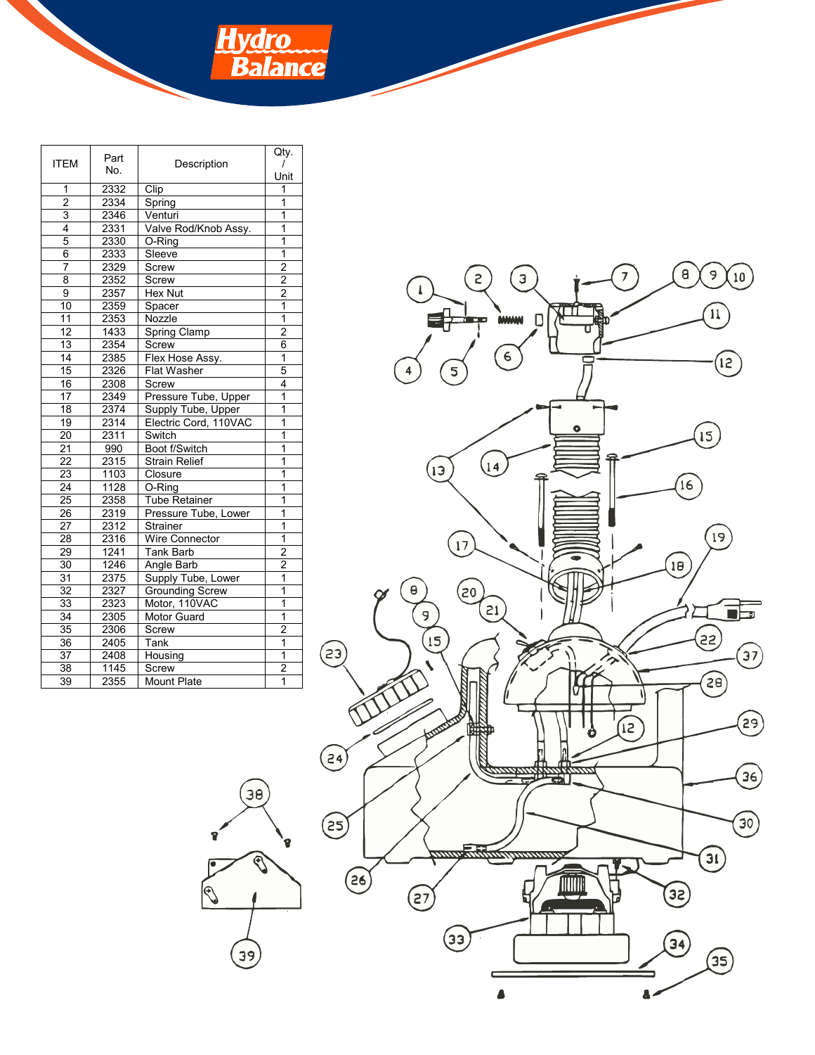| ITEM | Part No. | Description | Qty. / Unit |
|---|---|---|---|
| 1 | 2332 | Clip | 1 |
| 2 | 2334 | Spring | 1 |
| 3 | 2346 | Venturi | 1 |
| 4 | 2331 | Valve Rod/Knob Assy. | 1 |
| 5 | 2330 | O-Ring | 1 |
| 6 | 2333 | Sleeve | 1 |
| 7 | 2329 | Screw | 2 |
| 8 | 2352 | Screw | 2 |
| 9 | 2357 | Hex Nut | 2 |
| 10 | 2359 | Spacer | 1 |
| 11 | 2353 | Nozzle | 1 |
| 12 | 1433 | Spring Clamp | 2 |
| 13 | 2354 | Screw | 6 |
| 14 | 2385 | Flex Hose Assy. | 1 |
| 15 | 2326 | Flat Washer | 5 |
| 16 | 2308 | Screw | 4 |
| 17 | 2349 | Pressure Tube, Upper | 1 |
| 18 | 2374 | Supply Tube, Upper | 1 |
| 19 | 2314 | Electric Cord, 110VAC | 1 |
| 20 | 2311 | Switch | 1 |
| 21 | 990 | Boot f/Switch | 1 |
| 22 | 2315 | Strain Relief | 1 |
| 23 | 1103 | Closure | 1 |
| 24 | 1128 | O-Ring | 1 |
| 25 | 2358 | Tube Retainer | 1 |
| 26 | 2319 | Pressure Tube, Lower | 1 |
| 27 | 2312 | Strainer | 1 |
| 28 | 2316 | Wire Connector | 1 |
| 29 | 1241 | Tank Barb | 2 |
| 30 | 1246 | Angle Barb | 2 |
| 31 | 2375 | Supply Tube, Lower | 1 |
| 32 | 2327 | Grounding Screw | 1 |
| 33 | 2323 | Motor, 110VAC | 1 |
| 34 | 2305 | Motor Guard | 1 |
| 35 | 2306 | Screw | 2 |
| 36 | 2405 | Tank | 1 |
| 37 | 2408 | Housing | 1 |
| 38 | 1145 | Screw | 2 |
| 39 | 2355 | Mount Plate | 1 |